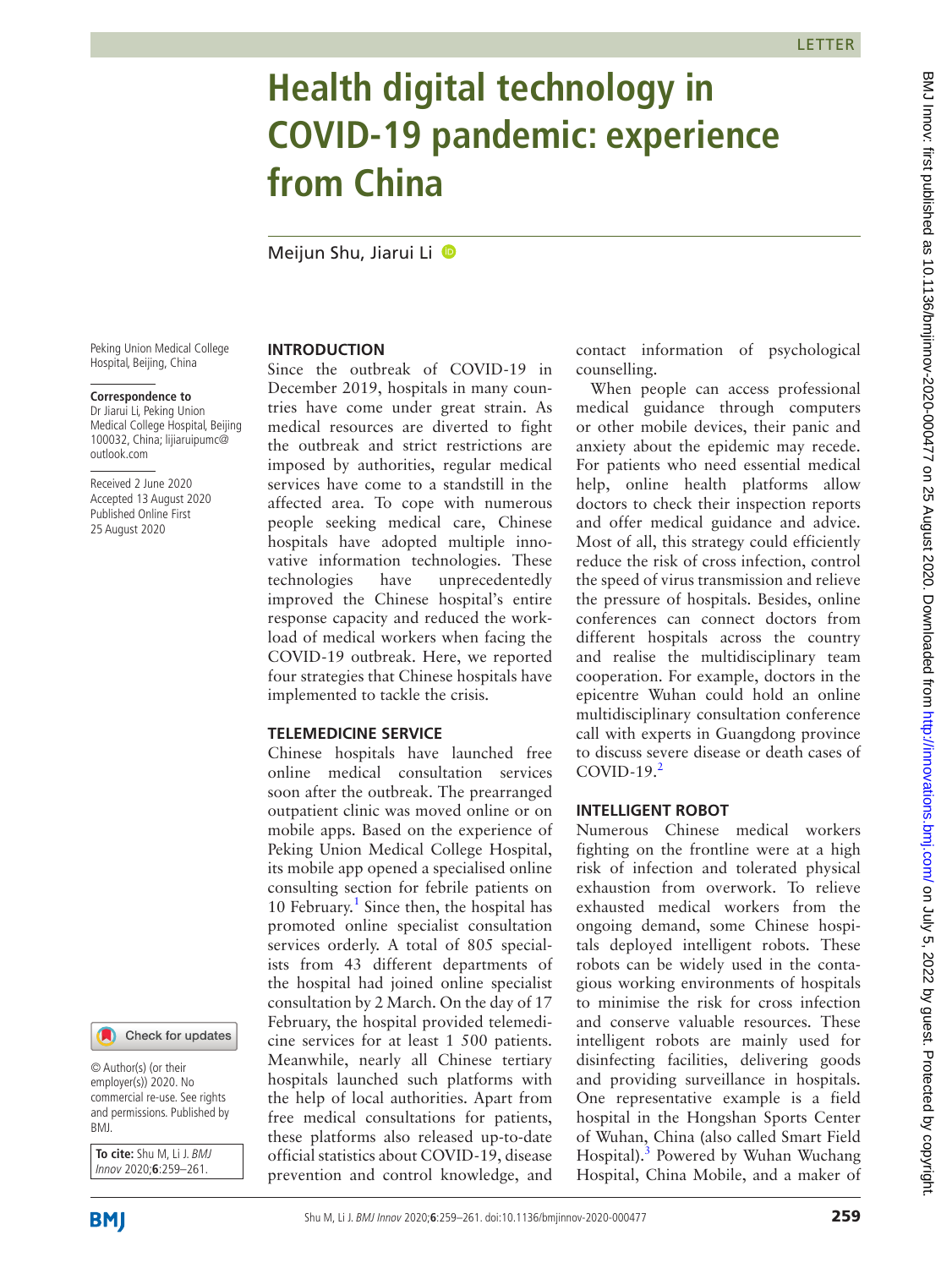LETTER

# Health digital technology in COVID-19 pandemic: experience from China

Meijun Shu, Jiarui Li

Peking Union Medical College Hospital, Beijing, China

**Correspondence to**
Dr Jiarui Li, Peking Union Medical College Hospital, Beijing 100032, China; lijiaruipumc@outlook.com

Received 2 June 2020
Accepted 13 August 2020
Published Online First 25 August 2020

## INTRODUCTION

Since the outbreak of COVID-19 in December 2019, hospitals in many countries have come under great strain. As medical resources are diverted to fight the outbreak and strict restrictions are imposed by authorities, regular medical services have come to a standstill in the affected area. To cope with numerous people seeking medical care, Chinese hospitals have adopted multiple innovative information technologies. These technologies have unprecedentedly improved the Chinese hospital's entire response capacity and reduced the workload of medical workers when facing the COVID-19 outbreak. Here, we reported four strategies that Chinese hospitals have implemented to tackle the crisis.

## TELEMEDICINE SERVICE

Chinese hospitals have launched free online medical consultation services soon after the outbreak. The prearranged outpatient clinic was moved online or on mobile apps. Based on the experience of Peking Union Medical College Hospital, its mobile app opened a specialised online consulting section for febrile patients on 10 February.[1] Since then, the hospital has promoted online specialist consultation services orderly. A total of 805 specialists from 43 different departments of the hospital had joined online specialist consultation by 2 March. On the day of 17 February, the hospital provided telemedicine services for at least 1 500 patients. Meanwhile, nearly all Chinese tertiary hospitals launched such platforms with the help of local authorities. Apart from free medical consultations for patients, these platforms also released up-to-date official statistics about COVID-19, disease prevention and control knowledge, and contact information of psychological counselling.

When people can access professional medical guidance through computers or other mobile devices, their panic and anxiety about the epidemic may recede. For patients who need essential medical help, online health platforms allow doctors to check their inspection reports and offer medical guidance and advice. Most of all, this strategy could efficiently reduce the risk of cross infection, control the speed of virus transmission and relieve the pressure of hospitals. Besides, online conferences can connect doctors from different hospitals across the country and realise the multidisciplinary team cooperation. For example, doctors in the epicentre Wuhan could hold an online multidisciplinary consultation conference call with experts in Guangdong province to discuss severe disease or death cases of COVID-19.[2]

## INTELLIGENT ROBOT

Numerous Chinese medical workers fighting on the frontline were at a high risk of infection and tolerated physical exhaustion from overwork. To relieve exhausted medical workers from the ongoing demand, some Chinese hospitals deployed intelligent robots. These robots can be widely used in the contagious working environments of hospitals to minimise the risk for cross infection and conserve valuable resources. These intelligent robots are mainly used for disinfecting facilities, delivering goods and providing surveillance in hospitals. One representative example is a field hospital in the Hongshan Sports Center of Wuhan, China (also called Smart Field Hospital).[3] Powered by Wuhan Wuchang Hospital, China Mobile, and a maker of

© Author(s) (or their employer(s)) 2020. No commercial re-use. See rights and permissions. Published by BMJ.

**To cite:** Shu M, Li J. *BMJ Innov* 2020;**6**:259–261.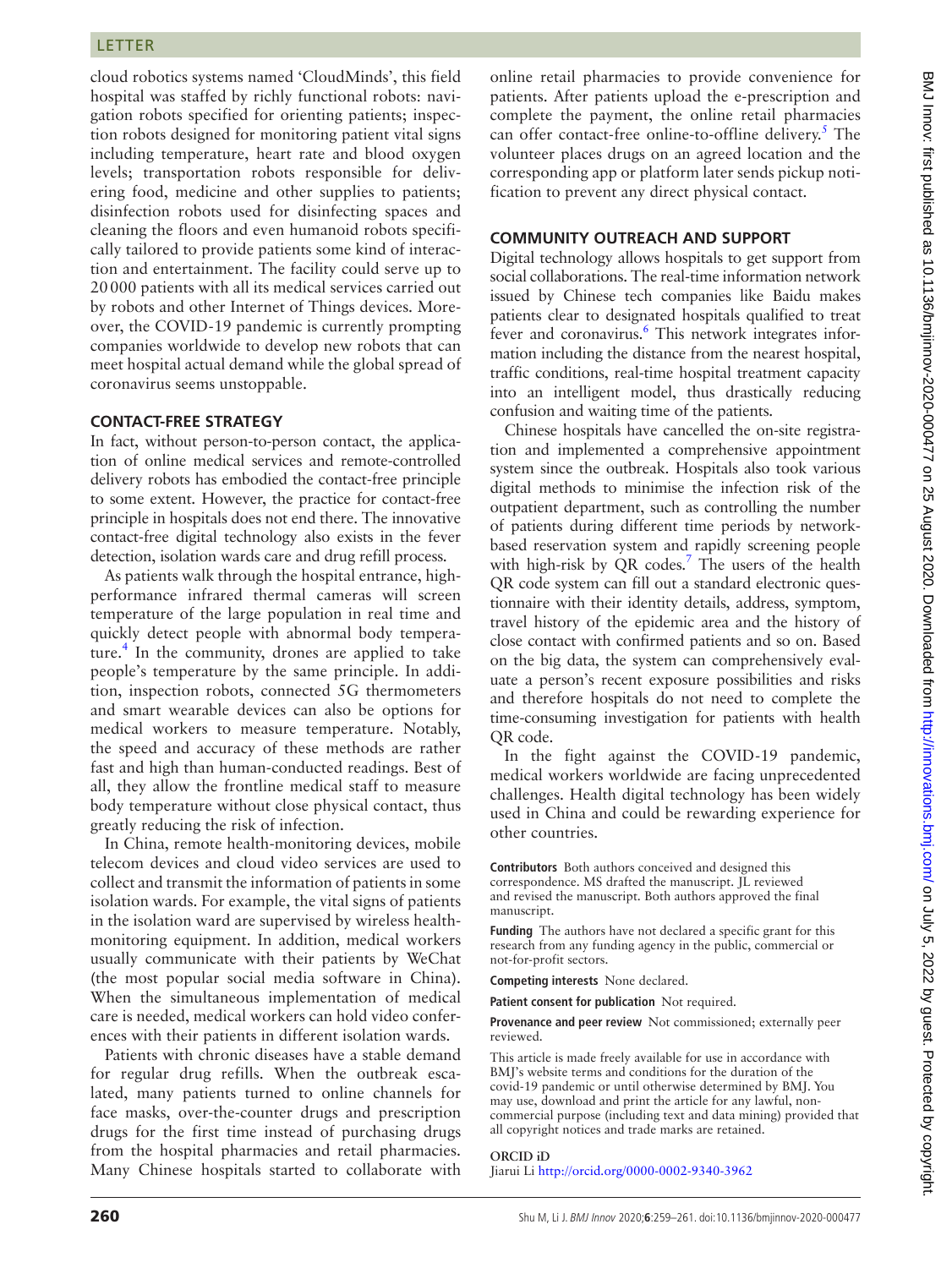cloud robotics systems named 'CloudMinds', this field hospital was staffed by richly functional robots: navigation robots specified for orienting patients; inspection robots designed for monitoring patient vital signs including temperature, heart rate and blood oxygen levels; transportation robots responsible for delivering food, medicine and other supplies to patients; disinfection robots used for disinfecting spaces and cleaning the floors and even humanoid robots specifically tailored to provide patients some kind of interaction and entertainment. The facility could serve up to 20 000 patients with all its medical services carried out by robots and other Internet of Things devices. Moreover, the COVID-19 pandemic is currently prompting companies worldwide to develop new robots that can meet hospital actual demand while the global spread of coronavirus seems unstoppable.

## CONTACT-FREE STRATEGY

In fact, without person-to-person contact, the application of online medical services and remote-controlled delivery robots has embodied the contact-free principle to some extent. However, the practice for contact-free principle in hospitals does not end there. The innovative contact-free digital technology also exists in the fever detection, isolation wards care and drug refill process.

As patients walk through the hospital entrance, high-performance infrared thermal cameras will screen temperature of the large population in real time and quickly detect people with abnormal body temperature.[4] In the community, drones are applied to take people's temperature by the same principle. In addition, inspection robots, connected 5G thermometers and smart wearable devices can also be options for medical workers to measure temperature. Notably, the speed and accuracy of these methods are rather fast and high than human-conducted readings. Best of all, they allow the frontline medical staff to measure body temperature without close physical contact, thus greatly reducing the risk of infection.

In China, remote health-monitoring devices, mobile telecom devices and cloud video services are used to collect and transmit the information of patients in some isolation wards. For example, the vital signs of patients in the isolation ward are supervised by wireless health-monitoring equipment. In addition, medical workers usually communicate with their patients by WeChat (the most popular social media software in China). When the simultaneous implementation of medical care is needed, medical workers can hold video conferences with their patients in different isolation wards.

Patients with chronic diseases have a stable demand for regular drug refills. When the outbreak escalated, many patients turned to online channels for face masks, over-the-counter drugs and prescription drugs for the first time instead of purchasing drugs from the hospital pharmacies and retail pharmacies. Many Chinese hospitals started to collaborate with online retail pharmacies to provide convenience for patients. After patients upload the e-prescription and complete the payment, the online retail pharmacies can offer contact-free online-to-offline delivery.[5] The volunteer places drugs on an agreed location and the corresponding app or platform later sends pickup notification to prevent any direct physical contact.

## COMMUNITY OUTREACH AND SUPPORT

Digital technology allows hospitals to get support from social collaborations. The real-time information network issued by Chinese tech companies like Baidu makes patients clear to designated hospitals qualified to treat fever and coronavirus.[6] This network integrates information including the distance from the nearest hospital, traffic conditions, real-time hospital treatment capacity into an intelligent model, thus drastically reducing confusion and waiting time of the patients.

Chinese hospitals have cancelled the on-site registration and implemented a comprehensive appointment system since the outbreak. Hospitals also took various digital methods to minimise the infection risk of the outpatient department, such as controlling the number of patients during different time periods by network-based reservation system and rapidly screening people with high-risk by QR codes.[7] The users of the health QR code system can fill out a standard electronic questionnaire with their identity details, address, symptom, travel history of the epidemic area and the history of close contact with confirmed patients and so on. Based on the big data, the system can comprehensively evaluate a person's recent exposure possibilities and risks and therefore hospitals do not need to complete the time-consuming investigation for patients with health QR code.

In the fight against the COVID-19 pandemic, medical workers worldwide are facing unprecedented challenges. Health digital technology has been widely used in China and could be rewarding experience for other countries.

**Contributors** Both authors conceived and designed this correspondence. MS drafted the manuscript. JL reviewed and revised the manuscript. Both authors approved the final manuscript.

**Funding** The authors have not declared a specific grant for this research from any funding agency in the public, commercial or not-for-profit sectors.

**Competing interests** None declared.

**Patient consent for publication** Not required.

**Provenance and peer review** Not commissioned; externally peer reviewed.

This article is made freely available for use in accordance with BMJ's website terms and conditions for the duration of the covid-19 pandemic or until otherwise determined by BMJ. You may use, download and print the article for any lawful, non-commercial purpose (including text and data mining) provided that all copyright notices and trade marks are retained.

**ORCID iD**

Jiarui Li http://orcid.org/0000-0002-9340-3962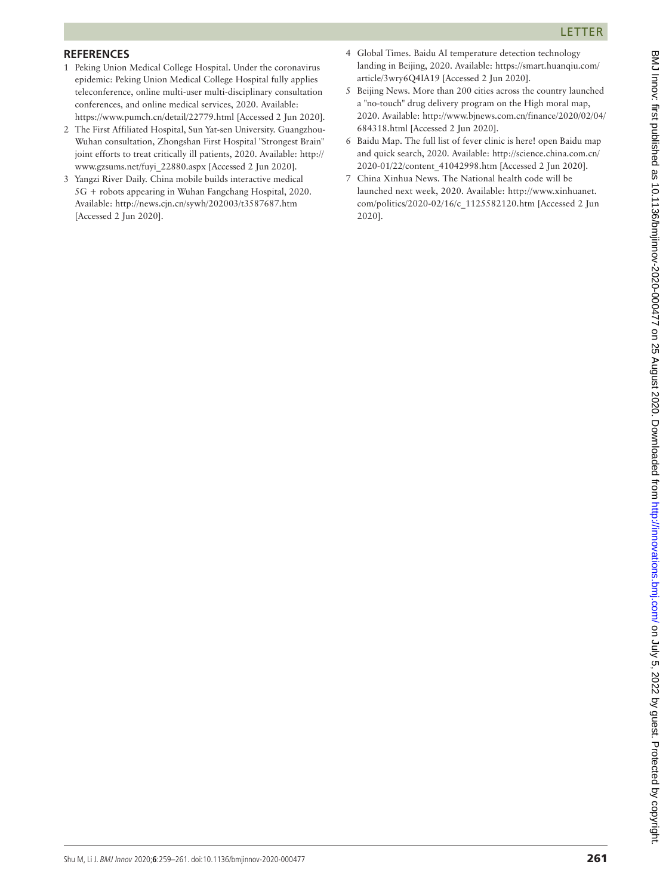## REFERENCES

1. Peking Union Medical College Hospital. Under the coronavirus epidemic: Peking Union Medical College Hospital fully applies teleconference, online multi-user multi-disciplinary consultation conferences, and online medical services, 2020. Available: https://www.pumch.cn/detail/22779.html [Accessed 2 Jun 2020].
2. The First Affiliated Hospital, Sun Yat-sen University. Guangzhou-Wuhan consultation, Zhongshan First Hospital "Strongest Brain" joint efforts to treat critically ill patients, 2020. Available: http://www.gzsums.net/fuyi_22880.aspx [Accessed 2 Jun 2020].
3. Yangzi River Daily. China mobile builds interactive medical 5G + robots appearing in Wuhan Fangchang Hospital, 2020. Available: http://news.cjn.cn/sywh/202003/t3587687.htm [Accessed 2 Jun 2020].
4. Global Times. Baidu AI temperature detection technology landing in Beijing, 2020. Available: https://smart.huanqiu.com/article/3wry6Q4IA19 [Accessed 2 Jun 2020].
5. Beijing News. More than 200 cities across the country launched a "no-touch" drug delivery program on the High moral map, 2020. Available: http://www.bjnews.com.cn/finance/2020/02/04/684318.html [Accessed 2 Jun 2020].
6. Baidu Map. The full list of fever clinic is here! open Baidu map and quick search, 2020. Available: http://science.china.com.cn/2020-01/22/content_41042998.htm [Accessed 2 Jun 2020].
7. China Xinhua News. The National health code will be launched next week, 2020. Available: http://www.xinhuanet.com/politics/2020-02/16/c_1125582120.htm [Accessed 2 Jun 2020].